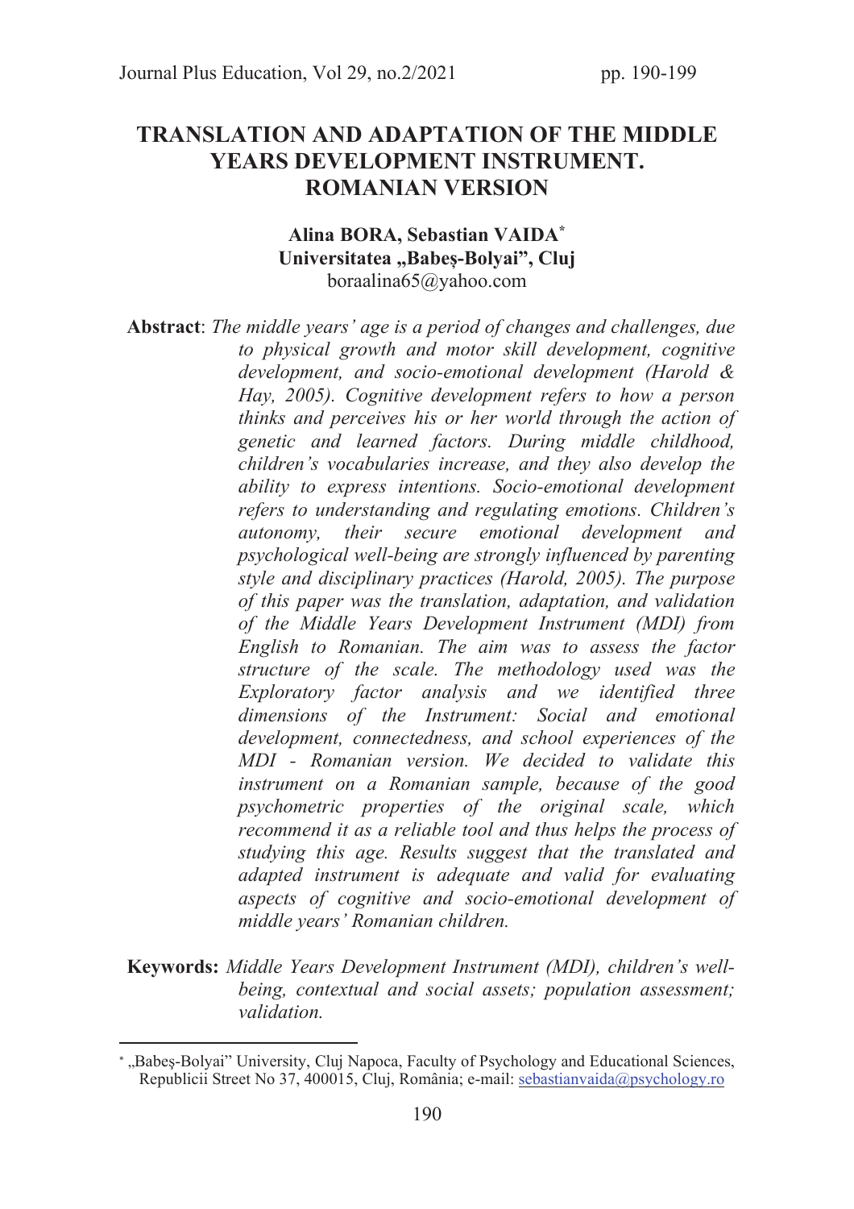# TRANSLATION AND ADAPTATION OF THE MIDDLE YEARS DEVELOPMENT INSTRUMENT. ROMANIAN VERSION

**Alina BORA, Sebastian VAIDA***
**Universitatea „Babeş-Bolyai", Cluj**
boraalina65@yahoo.com

**Abstract**: *The middle years' age is a period of changes and challenges, due to physical growth and motor skill development, cognitive development, and socio-emotional development (Harold & Hay, 2005). Cognitive development refers to how a person thinks and perceives his or her world through the action of genetic and learned factors. During middle childhood, children's vocabularies increase, and they also develop the ability to express intentions. Socio-emotional development refers to understanding and regulating emotions. Children's autonomy, their secure emotional development and psychological well-being are strongly influenced by parenting style and disciplinary practices (Harold, 2005). The purpose of this paper was the translation, adaptation, and validation of the Middle Years Development Instrument (MDI) from English to Romanian. The aim was to assess the factor structure of the scale. The methodology used was the Exploratory factor analysis and we identified three dimensions of the Instrument: Social and emotional development, connectedness, and school experiences of the MDI - Romanian version. We decided to validate this instrument on a Romanian sample, because of the good psychometric properties of the original scale, which recommend it as a reliable tool and thus helps the process of studying this age. Results suggest that the translated and adapted instrument is adequate and valid for evaluating aspects of cognitive and socio-emotional development of middle years' Romanian children.*

**Keywords:** *Middle Years Development Instrument (MDI), children's well-being, contextual and social assets; population assessment; validation.*

---

* „Babeş-Bolyai" University, Cluj Napoca, Faculty of Psychology and Educational Sciences, Republicii Street No 37, 400015, Cluj, România; e-mail: sebastianvaida@psychology.ro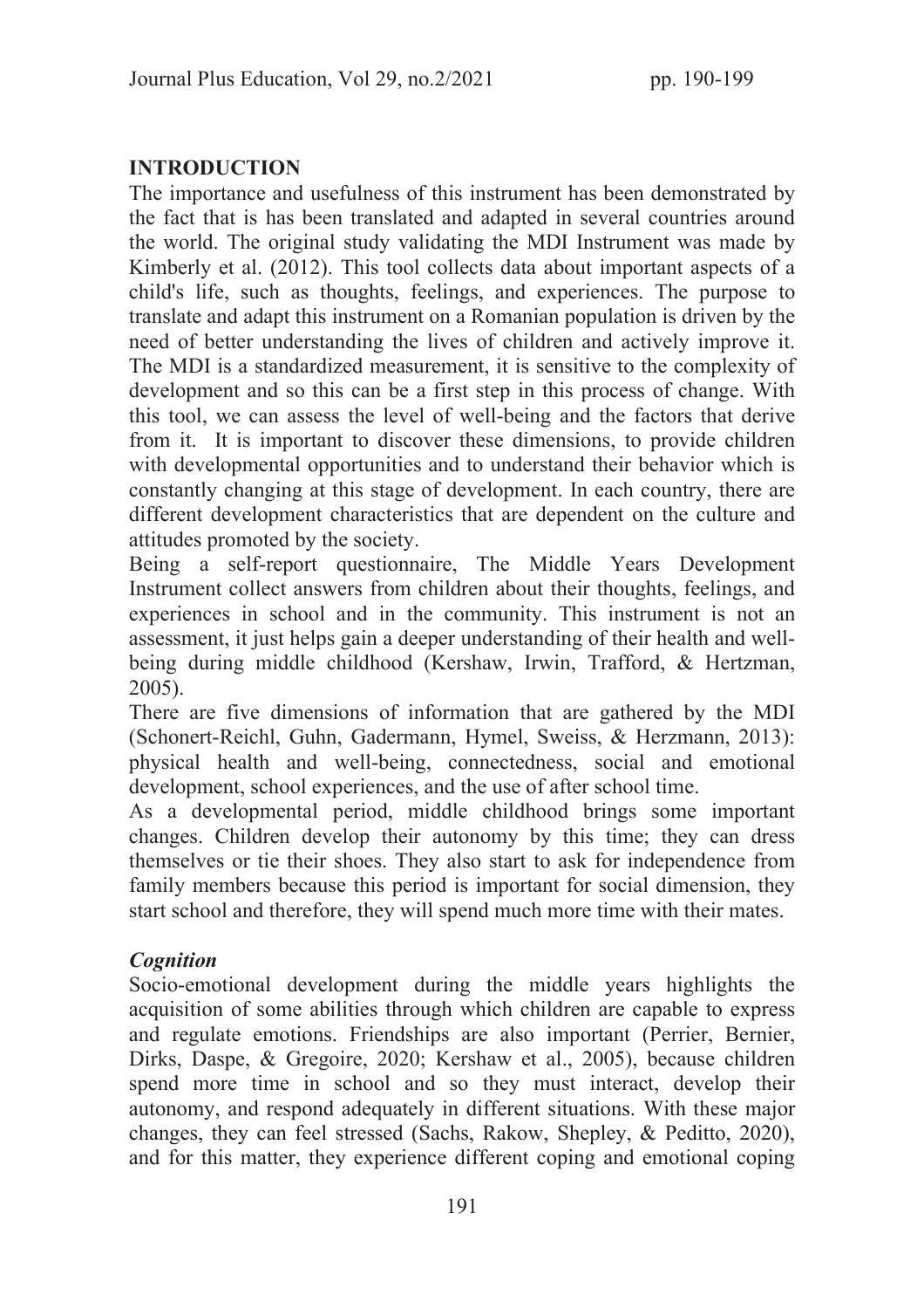## INTRODUCTION

The importance and usefulness of this instrument has been demonstrated by the fact that is has been translated and adapted in several countries around the world. The original study validating the MDI Instrument was made by Kimberly et al. (2012). This tool collects data about important aspects of a child's life, such as thoughts, feelings, and experiences. The purpose to translate and adapt this instrument on a Romanian population is driven by the need of better understanding the lives of children and actively improve it. The MDI is a standardized measurement, it is sensitive to the complexity of development and so this can be a first step in this process of change. With this tool, we can assess the level of well-being and the factors that derive from it. It is important to discover these dimensions, to provide children with developmental opportunities and to understand their behavior which is constantly changing at this stage of development. In each country, there are different development characteristics that are dependent on the culture and attitudes promoted by the society.

Being a self-report questionnaire, The Middle Years Development Instrument collect answers from children about their thoughts, feelings, and experiences in school and in the community. This instrument is not an assessment, it just helps gain a deeper understanding of their health and well-being during middle childhood (Kershaw, Irwin, Trafford, & Hertzman, 2005).

There are five dimensions of information that are gathered by the MDI (Schonert-Reichl, Guhn, Gadermann, Hymel, Sweiss, & Herzmann, 2013): physical health and well-being, connectedness, social and emotional development, school experiences, and the use of after school time.

As a developmental period, middle childhood brings some important changes. Children develop their autonomy by this time; they can dress themselves or tie their shoes. They also start to ask for independence from family members because this period is important for social dimension, they start school and therefore, they will spend much more time with their mates.

### *Cognition*

Socio-emotional development during the middle years highlights the acquisition of some abilities through which children are capable to express and regulate emotions. Friendships are also important (Perrier, Bernier, Dirks, Daspe, & Gregoire, 2020; Kershaw et al., 2005), because children spend more time in school and so they must interact, develop their autonomy, and respond adequately in different situations. With these major changes, they can feel stressed (Sachs, Rakow, Shepley, & Peditto, 2020), and for this matter, they experience different coping and emotional coping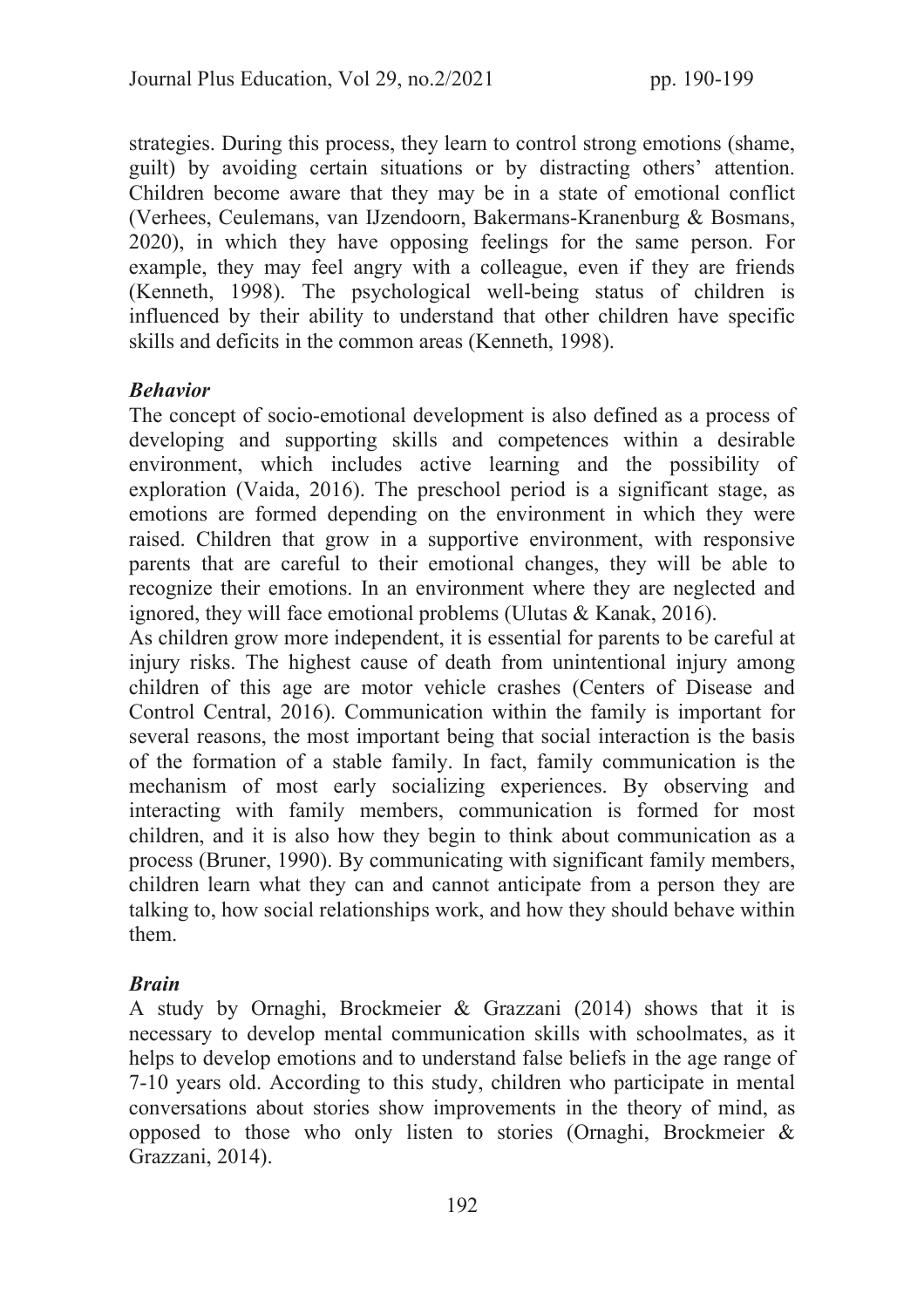strategies. During this process, they learn to control strong emotions (shame, guilt) by avoiding certain situations or by distracting others' attention. Children become aware that they may be in a state of emotional conflict (Verhees, Ceulemans, van IJzendoorn, Bakermans-Kranenburg & Bosmans, 2020), in which they have opposing feelings for the same person. For example, they may feel angry with a colleague, even if they are friends (Kenneth, 1998). The psychological well-being status of children is influenced by their ability to understand that other children have specific skills and deficits in the common areas (Kenneth, 1998).

***Behavior***

The concept of socio-emotional development is also defined as a process of developing and supporting skills and competences within a desirable environment, which includes active learning and the possibility of exploration (Vaida, 2016). The preschool period is a significant stage, as emotions are formed depending on the environment in which they were raised. Children that grow in a supportive environment, with responsive parents that are careful to their emotional changes, they will be able to recognize their emotions. In an environment where they are neglected and ignored, they will face emotional problems (Ulutas & Kanak, 2016).

As children grow more independent, it is essential for parents to be careful at injury risks. The highest cause of death from unintentional injury among children of this age are motor vehicle crashes (Centers of Disease and Control Central, 2016). Communication within the family is important for several reasons, the most important being that social interaction is the basis of the formation of a stable family. In fact, family communication is the mechanism of most early socializing experiences. By observing and interacting with family members, communication is formed for most children, and it is also how they begin to think about communication as a process (Bruner, 1990). By communicating with significant family members, children learn what they can and cannot anticipate from a person they are talking to, how social relationships work, and how they should behave within them.

***Brain***

A study by Ornaghi, Brockmeier & Grazzani (2014) shows that it is necessary to develop mental communication skills with schoolmates, as it helps to develop emotions and to understand false beliefs in the age range of 7-10 years old. According to this study, children who participate in mental conversations about stories show improvements in the theory of mind, as opposed to those who only listen to stories (Ornaghi, Brockmeier & Grazzani, 2014).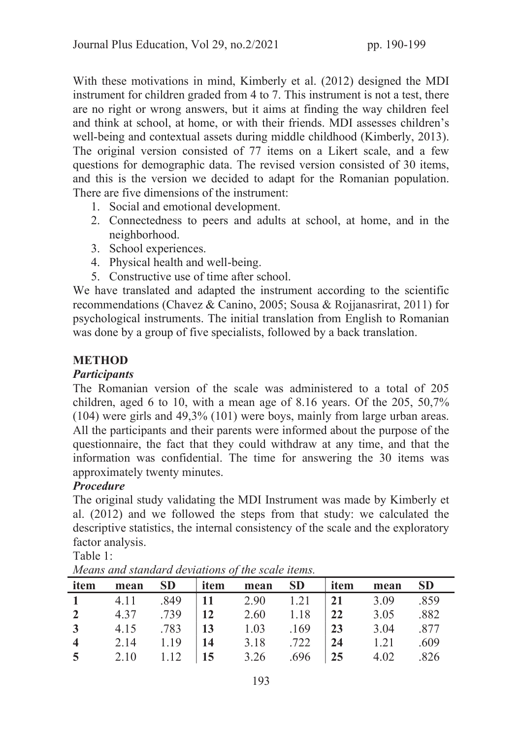With these motivations in mind, Kimberly et al. (2012) designed the MDI instrument for children graded from 4 to 7. This instrument is not a test, there are no right or wrong answers, but it aims at finding the way children feel and think at school, at home, or with their friends. MDI assesses children's well-being and contextual assets during middle childhood (Kimberly, 2013). The original version consisted of 77 items on a Likert scale, and a few questions for demographic data. The revised version consisted of 30 items, and this is the version we decided to adapt for the Romanian population. There are five dimensions of the instrument:

1. Social and emotional development.
2. Connectedness to peers and adults at school, at home, and in the neighborhood.
3. School experiences.
4. Physical health and well-being.
5. Constructive use of time after school.

We have translated and adapted the instrument according to the scientific recommendations (Chavez & Canino, 2005; Sousa & Rojjanasrirat, 2011) for psychological instruments. The initial translation from English to Romanian was done by a group of five specialists, followed by a back translation.

## METHOD

### *Participants*

The Romanian version of the scale was administered to a total of 205 children, aged 6 to 10, with a mean age of 8.16 years. Of the 205, 50,7% (104) were girls and 49,3% (101) were boys, mainly from large urban areas. All the participants and their parents were informed about the purpose of the questionnaire, the fact that they could withdraw at any time, and that the information was confidential. The time for answering the 30 items was approximately twenty minutes.

### *Procedure*

The original study validating the MDI Instrument was made by Kimberly et al. (2012) and we followed the steps from that study: we calculated the descriptive statistics, the internal consistency of the scale and the exploratory factor analysis.

Table 1:

*Means and standard deviations of the scale items.*

| item | mean | SD | item | mean | SD | item | mean | SD |
|---|---|---|---|---|---|---|---|---|
| **1** | 4.11 | .849 | **11** | 2.90 | 1.21 | **21** | 3.09 | .859 |
| **2** | 4.37 | .739 | **12** | 2.60 | 1.18 | **22** | 3.05 | .882 |
| **3** | 4.15 | .783 | **13** | 1.03 | .169 | **23** | 3.04 | .877 |
| **4** | 2.14 | 1.19 | **14** | 3.18 | .722 | **24** | 1.21 | .609 |
| **5** | 2.10 | 1.12 | **15** | 3.26 | .696 | **25** | 4.02 | .826 |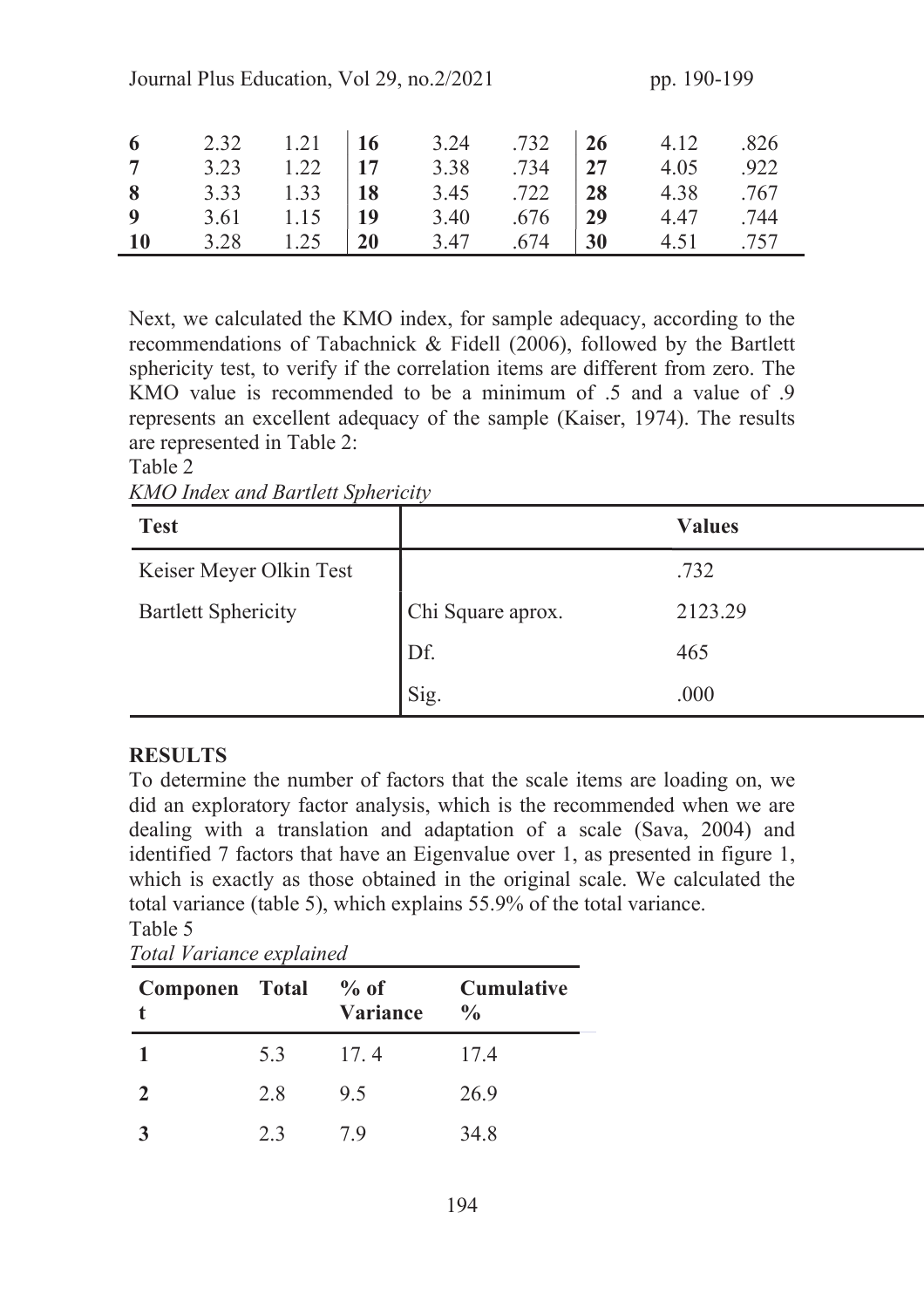| | | | | | | | | |
|---|---|---|---|---|---|---|---|---|
| **6** | 2.32 | 1.21 | **16** | 3.24 | .732 | **26** | 4.12 | .826 |
| **7** | 3.23 | 1.22 | **17** | 3.38 | .734 | **27** | 4.05 | .922 |
| **8** | 3.33 | 1.33 | **18** | 3.45 | .722 | **28** | 4.38 | .767 |
| **9** | 3.61 | 1.15 | **19** | 3.40 | .676 | **29** | 4.47 | .744 |
| **10** | 3.28 | 1.25 | **20** | 3.47 | .674 | **30** | 4.51 | .757 |

Next, we calculated the KMO index, for sample adequacy, according to the recommendations of Tabachnick & Fidell (2006), followed by the Bartlett sphericity test, to verify if the correlation items are different from zero. The KMO value is recommended to be a minimum of .5 and a value of .9 represents an excellent adequacy of the sample (Kaiser, 1974). The results are represented in Table 2:

Table 2

*KMO Index and Bartlett Sphericity*

| **Test** | | **Values** |
|---|---|---|
| Keiser Meyer Olkin Test | | .732 |
| Bartlett Sphericity | Chi Square aprox. | 2123.29 |
| | Df. | 465 |
| | Sig. | .000 |

## RESULTS

To determine the number of factors that the scale items are loading on, we did an exploratory factor analysis, which is the recommended when we are dealing with a translation and adaptation of a scale (Sava, 2004) and identified 7 factors that have an Eigenvalue over 1, as presented in figure 1, which is exactly as those obtained in the original scale. We calculated the total variance (table 5), which explains 55.9% of the total variance.

Table 5

*Total Variance explained*

| **Component** | **Total** | **% of Variance** | **Cumulative %** |
|---|---|---|---|
| **1** | 5.3 | 17. 4 | 17.4 |
| **2** | 2.8 | 9.5 | 26.9 |
| **3** | 2.3 | 7.9 | 34.8 |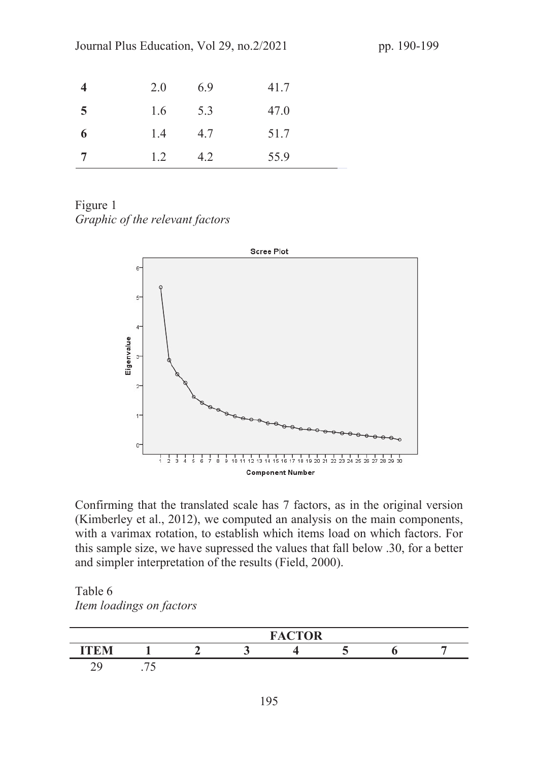| 4 | 2.0 | 6.9 | 41.7 |
|---|---|---|---|
| 5 | 1.6 | 5.3 | 47.0 |
| 6 | 1.4 | 4.7 | 51.7 |
| 7 | 1.2 | 4.2 | 55.9 |

Figure 1
*Graphic of the relevant factors*

Confirming that the translated scale has 7 factors, as in the original version (Kimberley et al., 2012), we computed an analysis on the main components, with a varimax rotation, to establish which items load on which factors. For this sample size, we have supressed the values that fall below .30, for a better and simpler interpretation of the results (Field, 2000).

Table 6
*Item loadings on factors*

| | FACTOR | | | | | | |
|---|---|---|---|---|---|---|---|
| **ITEM** | **1** | **2** | **3** | **4** | **5** | **6** | **7** |
| 29 | .75 | | | | | | |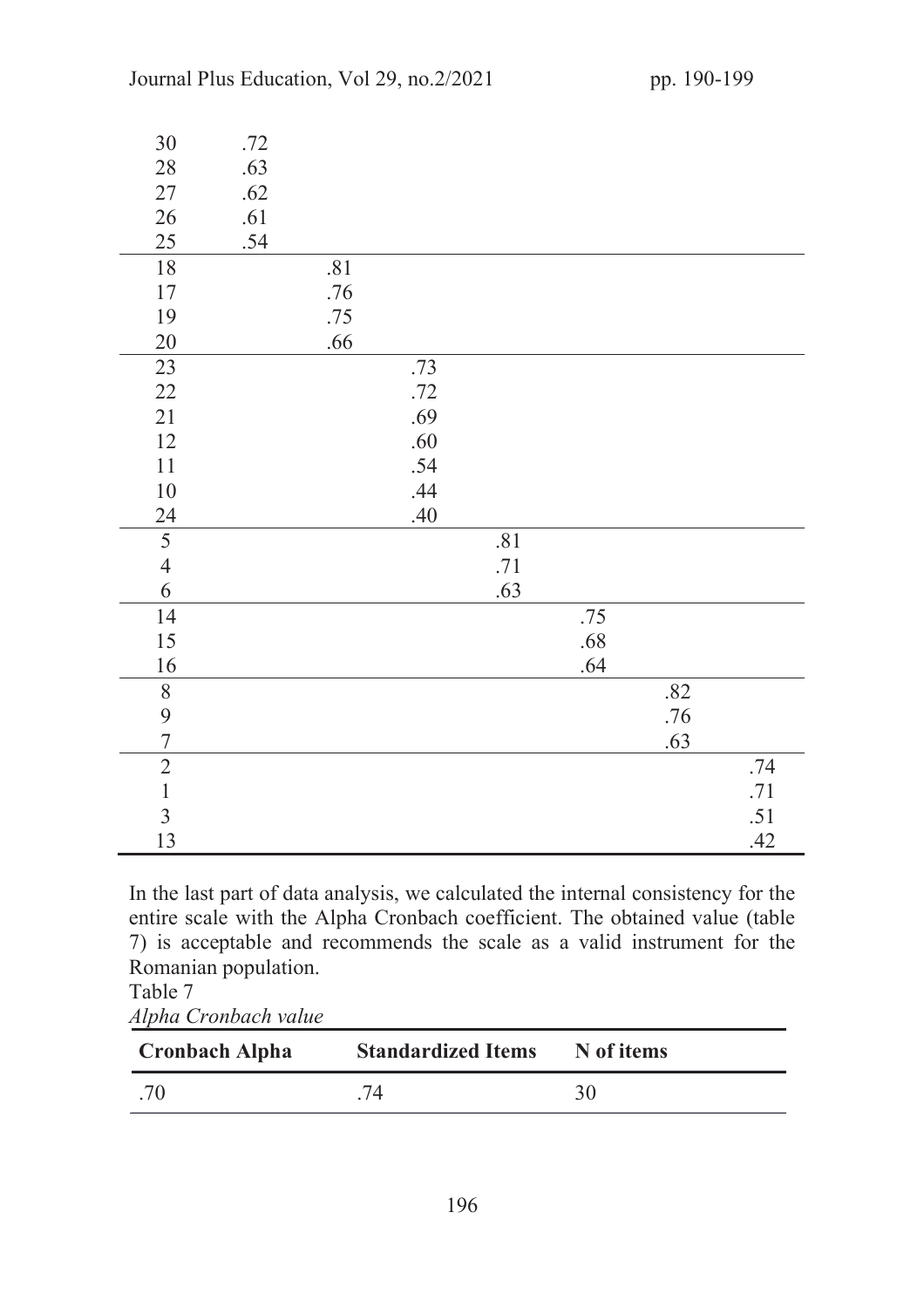| | | | | | | | |
|---|---|---|---|---|---|---|---|
| 30 | .72 | | | | | | |
| 28 | .63 | | | | | | |
| 27 | .62 | | | | | | |
| 26 | .61 | | | | | | |
| 25 | .54 | | | | | | |
| 18 | | .81 | | | | | |
| 17 | | .76 | | | | | |
| 19 | | .75 | | | | | |
| 20 | | .66 | | | | | |
| 23 | | | .73 | | | | |
| 22 | | | .72 | | | | |
| 21 | | | .69 | | | | |
| 12 | | | .60 | | | | |
| 11 | | | .54 | | | | |
| 10 | | | .44 | | | | |
| 24 | | | .40 | | | | |
| 5 | | | | .81 | | | |
| 4 | | | | .71 | | | |
| 6 | | | | .63 | | | |
| 14 | | | | | .75 | | |
| 15 | | | | | .68 | | |
| 16 | | | | | .64 | | |
| 8 | | | | | | .82 | |
| 9 | | | | | | .76 | |
| 7 | | | | | | .63 | |
| 2 | | | | | | | .74 |
| 1 | | | | | | | .71 |
| 3 | | | | | | | .51 |
| 13 | | | | | | | .42 |

In the last part of data analysis, we calculated the internal consistency for the entire scale with the Alpha Cronbach coefficient. The obtained value (table 7) is acceptable and recommends the scale as a valid instrument for the Romanian population.

Table 7

*Alpha Cronbach value*

| Cronbach Alpha | Standardized Items | N of items |
|---|---|---|
| .70 | .74 | 30 |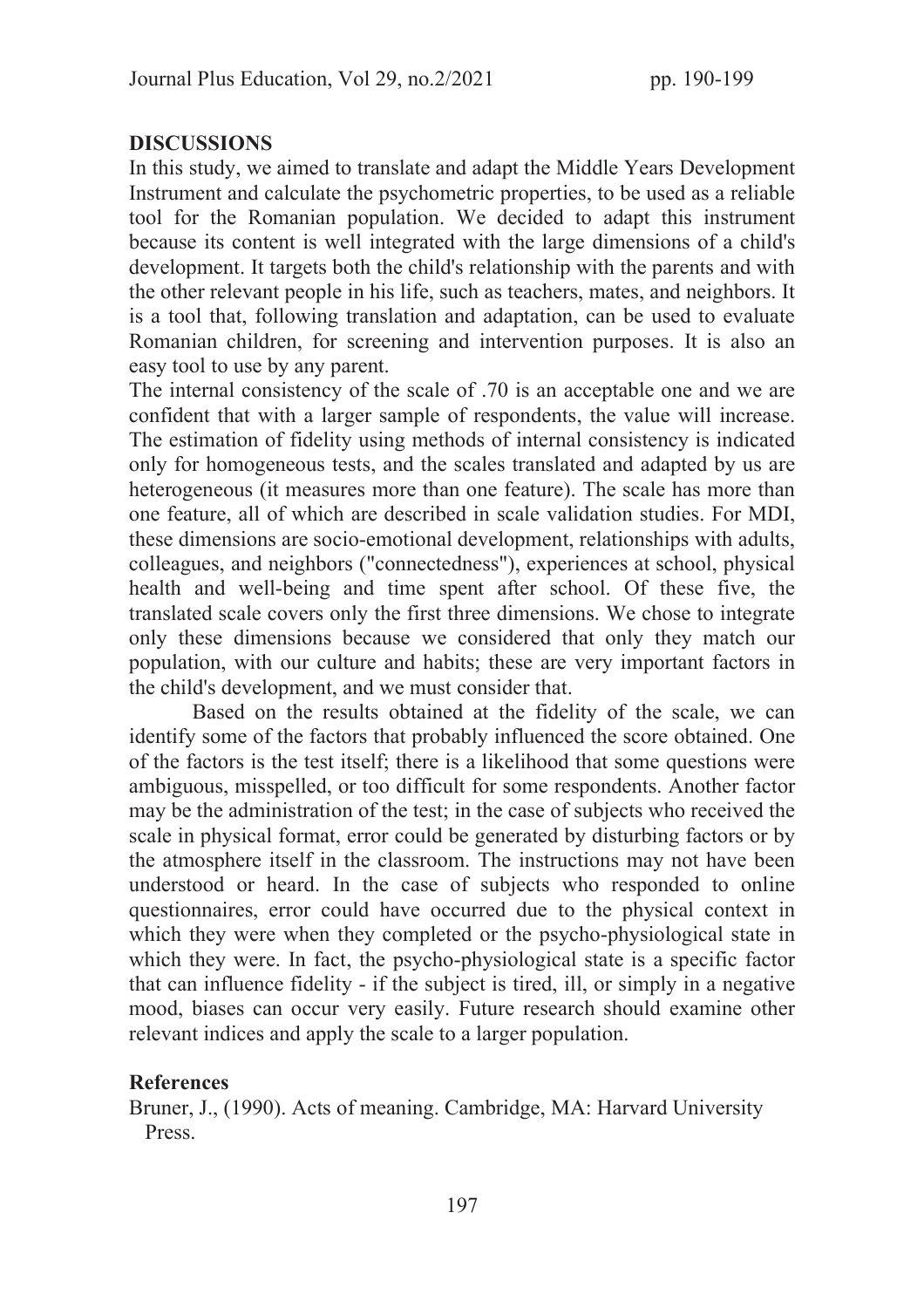## DISCUSSIONS

In this study, we aimed to translate and adapt the Middle Years Development Instrument and calculate the psychometric properties, to be used as a reliable tool for the Romanian population. We decided to adapt this instrument because its content is well integrated with the large dimensions of a child's development. It targets both the child's relationship with the parents and with the other relevant people in his life, such as teachers, mates, and neighbors. It is a tool that, following translation and adaptation, can be used to evaluate Romanian children, for screening and intervention purposes. It is also an easy tool to use by any parent.

The internal consistency of the scale of .70 is an acceptable one and we are confident that with a larger sample of respondents, the value will increase. The estimation of fidelity using methods of internal consistency is indicated only for homogeneous tests, and the scales translated and adapted by us are heterogeneous (it measures more than one feature). The scale has more than one feature, all of which are described in scale validation studies. For MDI, these dimensions are socio-emotional development, relationships with adults, colleagues, and neighbors ("connectedness"), experiences at school, physical health and well-being and time spent after school. Of these five, the translated scale covers only the first three dimensions. We chose to integrate only these dimensions because we considered that only they match our population, with our culture and habits; these are very important factors in the child's development, and we must consider that.

Based on the results obtained at the fidelity of the scale, we can identify some of the factors that probably influenced the score obtained. One of the factors is the test itself; there is a likelihood that some questions were ambiguous, misspelled, or too difficult for some respondents. Another factor may be the administration of the test; in the case of subjects who received the scale in physical format, error could be generated by disturbing factors or by the atmosphere itself in the classroom. The instructions may not have been understood or heard. In the case of subjects who responded to online questionnaires, error could have occurred due to the physical context in which they were when they completed or the psycho-physiological state in which they were. In fact, the psycho-physiological state is a specific factor that can influence fidelity - if the subject is tired, ill, or simply in a negative mood, biases can occur very easily. Future research should examine other relevant indices and apply the scale to a larger population.

## References

Bruner, J., (1990). Acts of meaning. Cambridge, MA: Harvard University Press.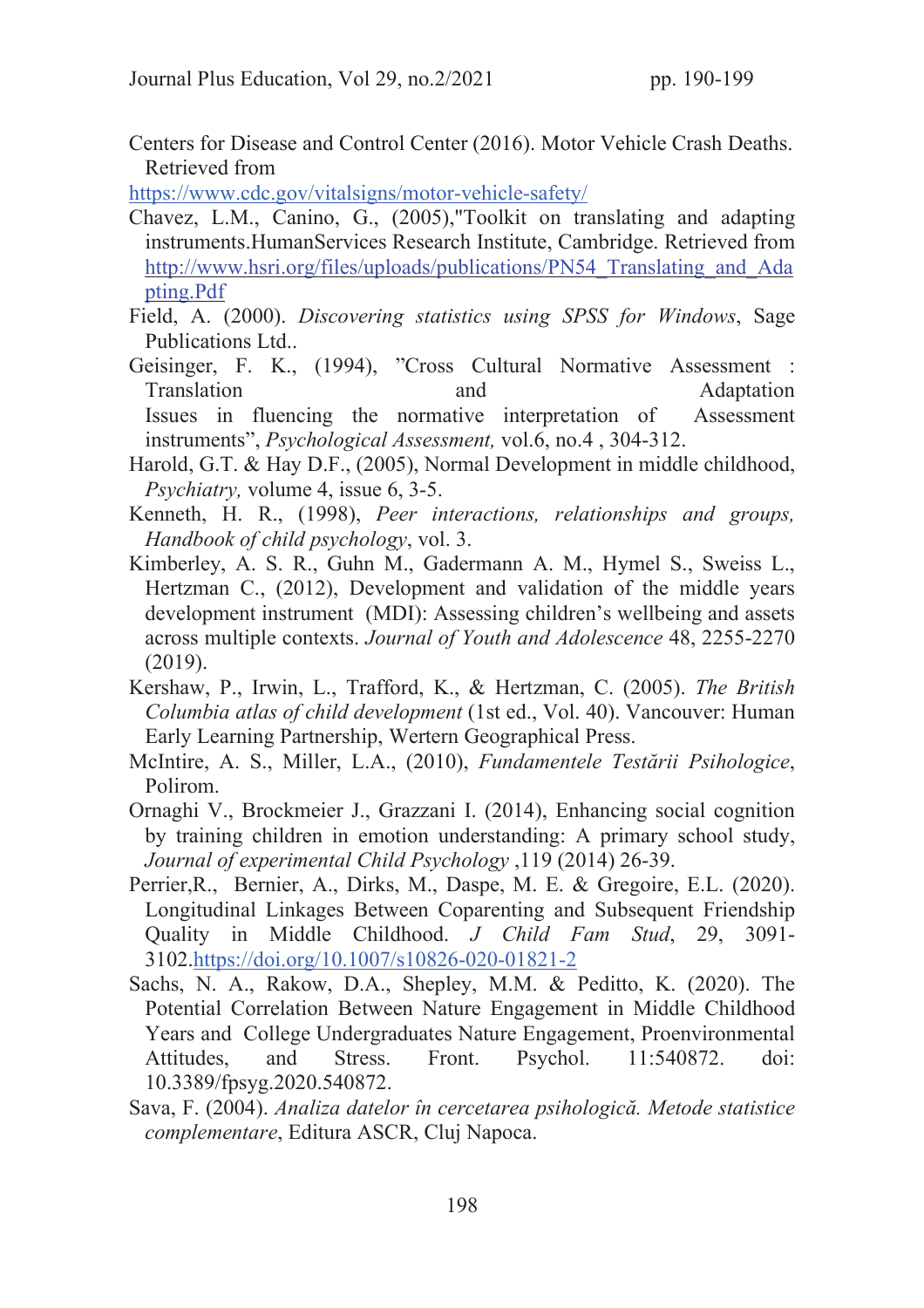Centers for Disease and Control Center (2016). Motor Vehicle Crash Deaths. Retrieved from https://www.cdc.gov/vitalsigns/motor-vehicle-safety/

Chavez, L.M., Canino, G., (2005),"Toolkit on translating and adapting instruments.HumanServices Research Institute, Cambridge. Retrieved from http://www.hsri.org/files/uploads/publications/PN54_Translating_and_Adapting.Pdf

Field, A. (2000). *Discovering statistics using SPSS for Windows*, Sage Publications Ltd..

Geisinger, F. K., (1994), "Cross Cultural Normative Assessment : Translation and Adaptation Issues in fluencing the normative interpretation of Assessment instruments", *Psychological Assessment,* vol.6, no.4 , 304-312.

Harold, G.T. & Hay D.F., (2005), Normal Development in middle childhood, *Psychiatry,* volume 4, issue 6, 3-5.

Kenneth, H. R., (1998), *Peer interactions, relationships and groups, Handbook of child psychology*, vol. 3.

Kimberley, A. S. R., Guhn M., Gadermann A. M., Hymel S., Sweiss L., Hertzman C., (2012), Development and validation of the middle years development instrument (MDI): Assessing children's wellbeing and assets across multiple contexts. *Journal of Youth and Adolescence* 48, 2255-2270 (2019).

Kershaw, P., Irwin, L., Trafford, K., & Hertzman, C. (2005). *The British Columbia atlas of child development* (1st ed., Vol. 40). Vancouver: Human Early Learning Partnership, Wertern Geographical Press.

McIntire, A. S., Miller, L.A., (2010), *Fundamentele Testării Psihologice*, Polirom.

Ornaghi V., Brockmeier J., Grazzani I. (2014), Enhancing social cognition by training children in emotion understanding: A primary school study, *Journal of experimental Child Psychology* ,119 (2014) 26-39.

Perrier,R., Bernier, A., Dirks, M., Daspe, M. E. & Gregoire, E.L. (2020). Longitudinal Linkages Between Coparenting and Subsequent Friendship Quality in Middle Childhood. *J Child Fam Stud*, 29, 3091-3102.https://doi.org/10.1007/s10826-020-01821-2

Sachs, N. A., Rakow, D.A., Shepley, M.M. & Peditto, K. (2020). The Potential Correlation Between Nature Engagement in Middle Childhood Years and College Undergraduates Nature Engagement, Proenvironmental Attitudes, and Stress. Front. Psychol. 11:540872. doi: 10.3389/fpsyg.2020.540872.

Sava, F. (2004). *Analiza datelor în cercetarea psihologică. Metode statistice complementare*, Editura ASCR, Cluj Napoca.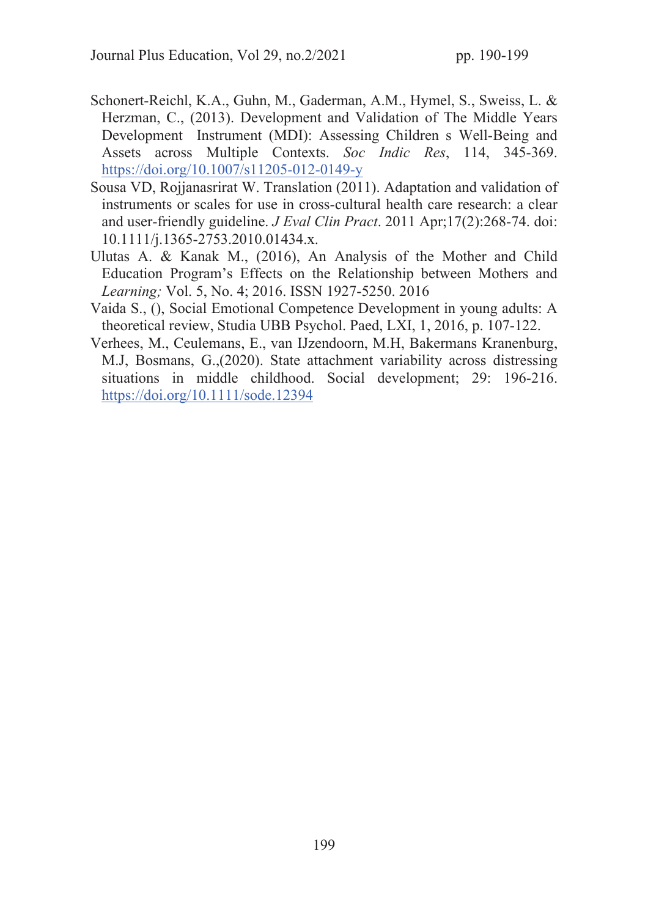Schonert-Reichl, K.A., Guhn, M., Gaderman, A.M., Hymel, S., Sweiss, L. & Herzman, C., (2013). Development and Validation of The Middle Years Development Instrument (MDI): Assessing Children s Well-Being and Assets across Multiple Contexts. *Soc Indic Res*, 114, 345-369. https://doi.org/10.1007/s11205-012-0149-y

Sousa VD, Rojjanasrirat W. Translation (2011). Adaptation and validation of instruments or scales for use in cross-cultural health care research: a clear and user-friendly guideline. *J Eval Clin Pract*. 2011 Apr;17(2):268-74. doi: 10.1111/j.1365-2753.2010.01434.x.

Ulutas A. & Kanak M., (2016), An Analysis of the Mother and Child Education Program's Effects on the Relationship between Mothers and *Learning;* Vol. 5, No. 4; 2016. ISSN 1927-5250. 2016

Vaida S., (), Social Emotional Competence Development in young adults: A theoretical review, Studia UBB Psychol. Paed, LXI, 1, 2016, p. 107-122.

Verhees, M., Ceulemans, E., van IJzendoorn, M.H, Bakermans Kranenburg, M.J, Bosmans, G.,(2020). State attachment variability across distressing situations in middle childhood. Social development; 29: 196-216. https://doi.org/10.1111/sode.12394